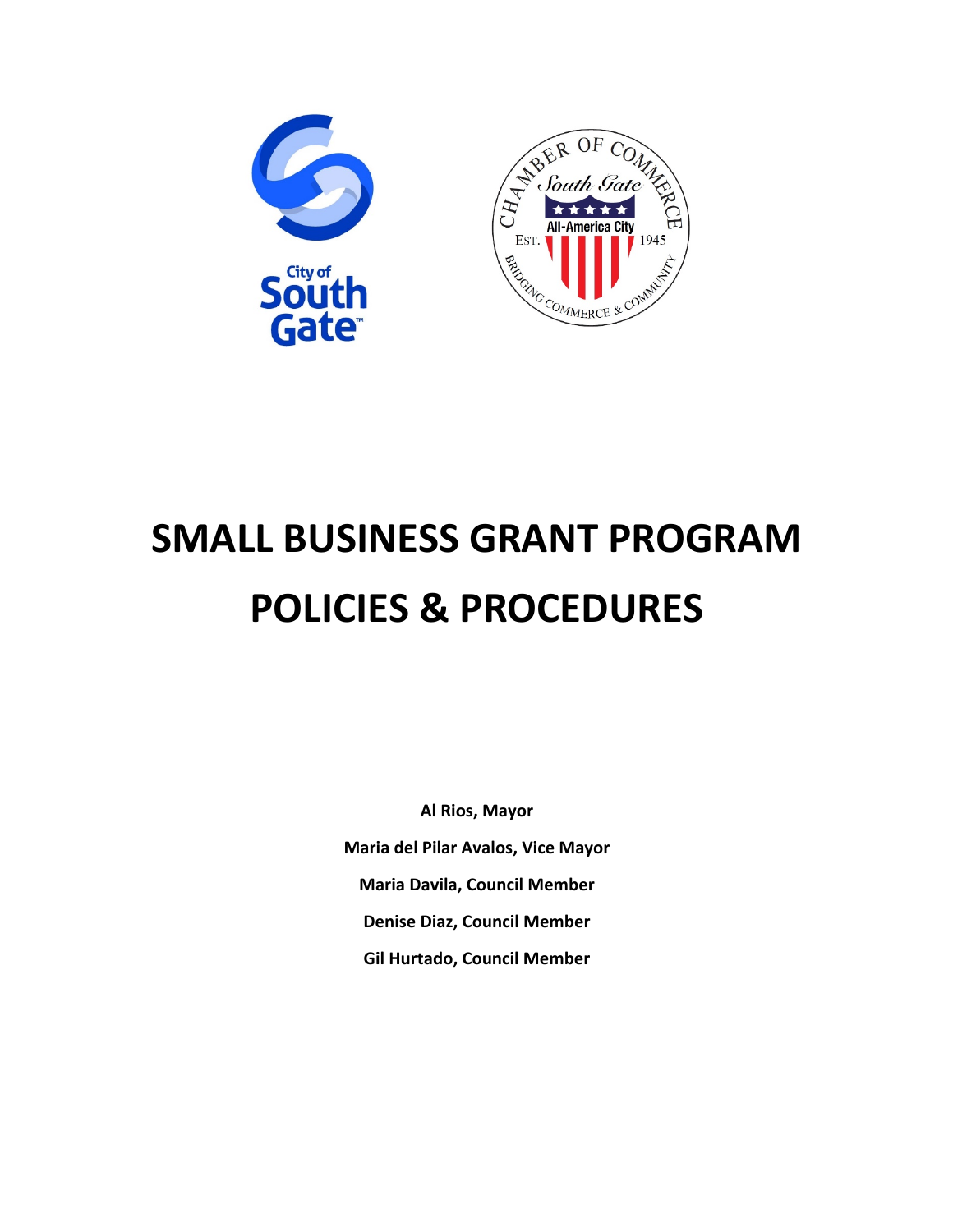City of South Gate

CHAMBER OF COMMERCE South Gate All-America City EST. 1945 BRIDGING COMMERCE & COMMUNITY

# SMALL BUSINESS GRANT PROGRAM POLICIES & PROCEDURES

**Al Rios, Mayor**

**Maria del Pilar Avalos, Vice Mayor**

**Maria Davila, Council Member**

**Denise Diaz, Council Member**

**Gil Hurtado, Council Member**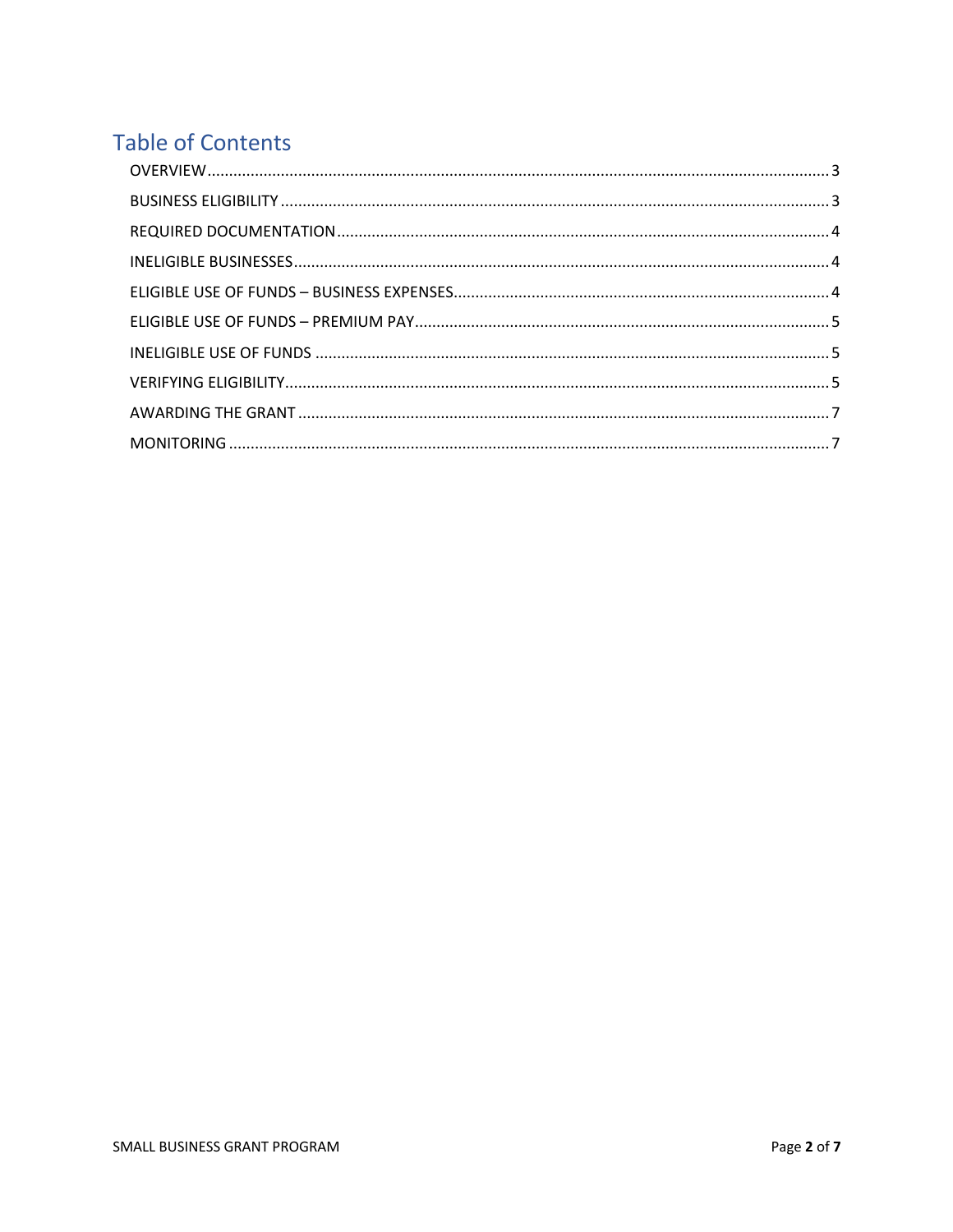## Table of Contents

- OVERVIEW ..... 3
- BUSINESS ELIGIBILITY ..... 3
- REQUIRED DOCUMENTATION ..... 4
- INELIGIBLE BUSINESSES ..... 4
- ELIGIBLE USE OF FUNDS – BUSINESS EXPENSES ..... 4
- ELIGIBLE USE OF FUNDS – PREMIUM PAY ..... 5
- INELIGIBLE USE OF FUNDS ..... 5
- VERIFYING ELIGIBILITY ..... 5
- AWARDING THE GRANT ..... 7
- MONITORING ..... 7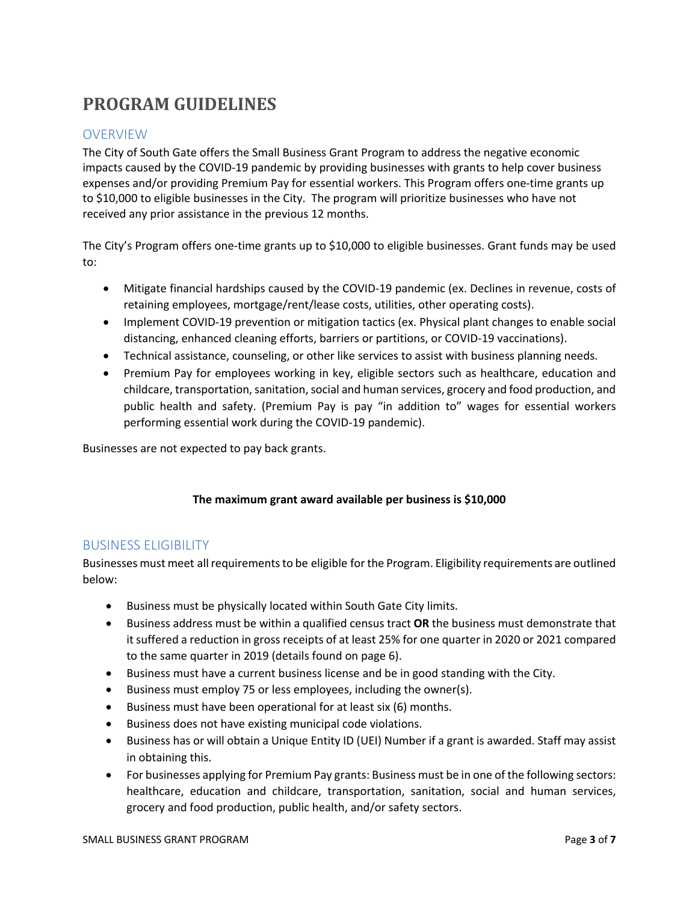# PROGRAM GUIDELINES

## OVERVIEW

The City of South Gate offers the Small Business Grant Program to address the negative economic impacts caused by the COVID-19 pandemic by providing businesses with grants to help cover business expenses and/or providing Premium Pay for essential workers. This Program offers one-time grants up to $10,000 to eligible businesses in the City. The program will prioritize businesses who have not received any prior assistance in the previous 12 months.

The City's Program offers one-time grants up to $10,000 to eligible businesses. Grant funds may be used to:

- Mitigate financial hardships caused by the COVID-19 pandemic (ex. Declines in revenue, costs of retaining employees, mortgage/rent/lease costs, utilities, other operating costs).
- Implement COVID-19 prevention or mitigation tactics (ex. Physical plant changes to enable social distancing, enhanced cleaning efforts, barriers or partitions, or COVID-19 vaccinations).
- Technical assistance, counseling, or other like services to assist with business planning needs.
- Premium Pay for employees working in key, eligible sectors such as healthcare, education and childcare, transportation, sanitation, social and human services, grocery and food production, and public health and safety. (Premium Pay is pay "in addition to" wages for essential workers performing essential work during the COVID-19 pandemic).

Businesses are not expected to pay back grants.

**The maximum grant award available per business is $10,000**

## BUSINESS ELIGIBILITY

Businesses must meet all requirements to be eligible for the Program. Eligibility requirements are outlined below:

- Business must be physically located within South Gate City limits.
- Business address must be within a qualified census tract **OR** the business must demonstrate that it suffered a reduction in gross receipts of at least 25% for one quarter in 2020 or 2021 compared to the same quarter in 2019 (details found on page 6).
- Business must have a current business license and be in good standing with the City.
- Business must employ 75 or less employees, including the owner(s).
- Business must have been operational for at least six (6) months.
- Business does not have existing municipal code violations.
- Business has or will obtain a Unique Entity ID (UEI) Number if a grant is awarded. Staff may assist in obtaining this.
- For businesses applying for Premium Pay grants: Business must be in one of the following sectors: healthcare, education and childcare, transportation, sanitation, social and human services, grocery and food production, public health, and/or safety sectors.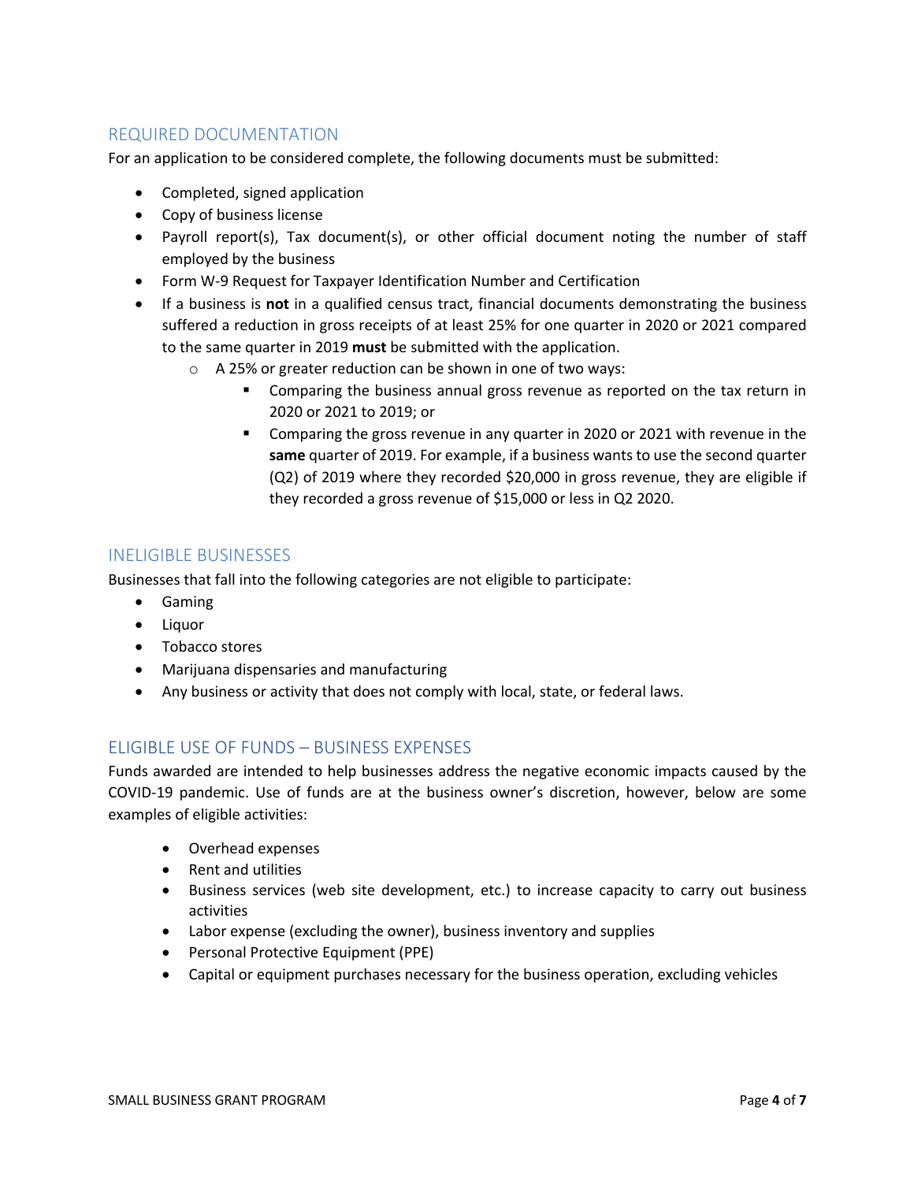## REQUIRED DOCUMENTATION

For an application to be considered complete, the following documents must be submitted:

- Completed, signed application
- Copy of business license
- Payroll report(s), Tax document(s), or other official document noting the number of staff employed by the business
- Form W-9 Request for Taxpayer Identification Number and Certification
- If a business is **not** in a qualified census tract, financial documents demonstrating the business suffered a reduction in gross receipts of at least 25% for one quarter in 2020 or 2021 compared to the same quarter in 2019 **must** be submitted with the application.
  - A 25% or greater reduction can be shown in one of two ways:
    - Comparing the business annual gross revenue as reported on the tax return in 2020 or 2021 to 2019; or
    - Comparing the gross revenue in any quarter in 2020 or 2021 with revenue in the **same** quarter of 2019. For example, if a business wants to use the second quarter (Q2) of 2019 where they recorded $20,000 in gross revenue, they are eligible if they recorded a gross revenue of $15,000 or less in Q2 2020.

## INELIGIBLE BUSINESSES

Businesses that fall into the following categories are not eligible to participate:

- Gaming
- Liquor
- Tobacco stores
- Marijuana dispensaries and manufacturing
- Any business or activity that does not comply with local, state, or federal laws.

## ELIGIBLE USE OF FUNDS – BUSINESS EXPENSES

Funds awarded are intended to help businesses address the negative economic impacts caused by the COVID-19 pandemic. Use of funds are at the business owner's discretion, however, below are some examples of eligible activities:

- Overhead expenses
- Rent and utilities
- Business services (web site development, etc.) to increase capacity to carry out business activities
- Labor expense (excluding the owner), business inventory and supplies
- Personal Protective Equipment (PPE)
- Capital or equipment purchases necessary for the business operation, excluding vehicles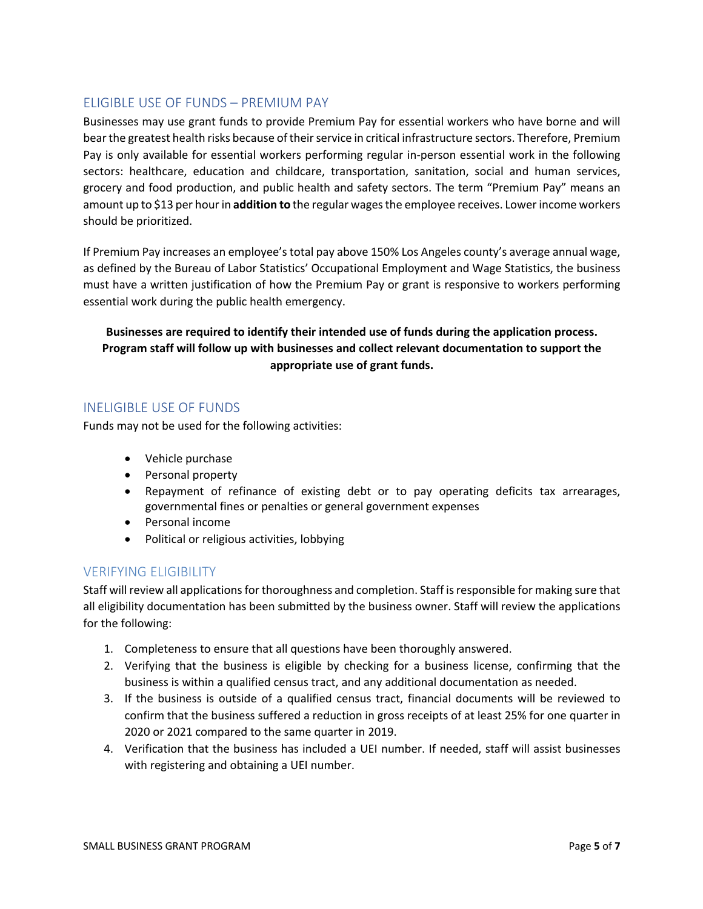## ELIGIBLE USE OF FUNDS – PREMIUM PAY

Businesses may use grant funds to provide Premium Pay for essential workers who have borne and will bear the greatest health risks because of their service in critical infrastructure sectors. Therefore, Premium Pay is only available for essential workers performing regular in-person essential work in the following sectors: healthcare, education and childcare, transportation, sanitation, social and human services, grocery and food production, and public health and safety sectors. The term "Premium Pay" means an amount up to $13 per hour in **addition to** the regular wages the employee receives. Lower income workers should be prioritized.

If Premium Pay increases an employee's total pay above 150% Los Angeles county's average annual wage, as defined by the Bureau of Labor Statistics' Occupational Employment and Wage Statistics, the business must have a written justification of how the Premium Pay or grant is responsive to workers performing essential work during the public health emergency.

**Businesses are required to identify their intended use of funds during the application process. Program staff will follow up with businesses and collect relevant documentation to support the appropriate use of grant funds.**

## INELIGIBLE USE OF FUNDS

Funds may not be used for the following activities:

- Vehicle purchase
- Personal property
- Repayment of refinance of existing debt or to pay operating deficits tax arrearages, governmental fines or penalties or general government expenses
- Personal income
- Political or religious activities, lobbying

## VERIFYING ELIGIBILITY

Staff will review all applications for thoroughness and completion. Staff is responsible for making sure that all eligibility documentation has been submitted by the business owner. Staff will review the applications for the following:

1. Completeness to ensure that all questions have been thoroughly answered.
2. Verifying that the business is eligible by checking for a business license, confirming that the business is within a qualified census tract, and any additional documentation as needed.
3. If the business is outside of a qualified census tract, financial documents will be reviewed to confirm that the business suffered a reduction in gross receipts of at least 25% for one quarter in 2020 or 2021 compared to the same quarter in 2019.
4. Verification that the business has included a UEI number. If needed, staff will assist businesses with registering and obtaining a UEI number.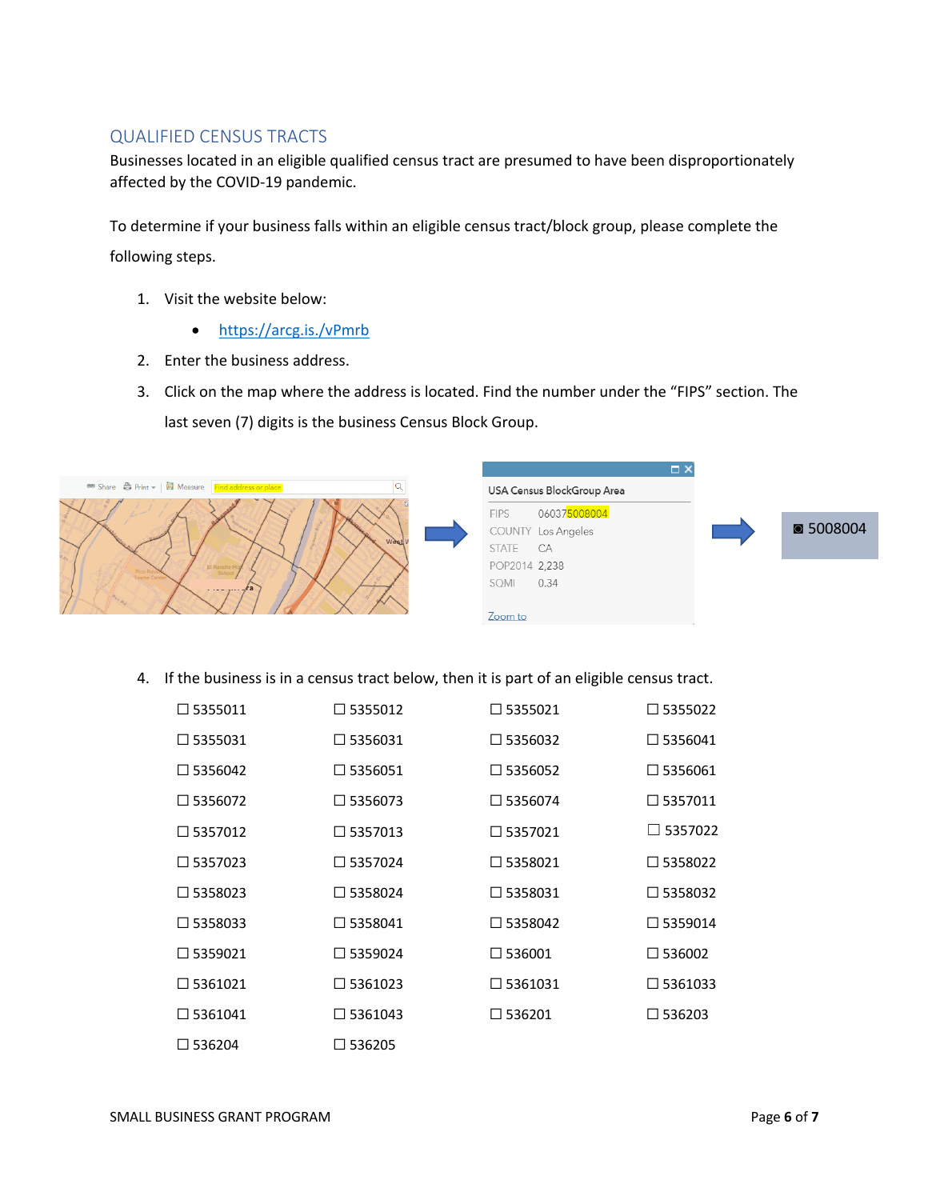## QUALIFIED CENSUS TRACTS

Businesses located in an eligible qualified census tract are presumed to have been disproportionately affected by the COVID-19 pandemic.

To determine if your business falls within an eligible census tract/block group, please complete the following steps.

1. Visit the website below:
   - https://arcg.is./vPmrb
2. Enter the business address.
3. Click on the map where the address is located. Find the number under the "FIPS" section. The last seven (7) digits is the business Census Block Group.

USA Census BlockGroup Area

| | |
|---|---|
| FIPS | 060375008004 |
| COUNTY | Los Angeles |
| STATE | CA |
| POP2014 | 2,238 |
| SQMI | 0.34 |

Zoom to

◙ 5008004

4. If the business is in a census tract below, then it is part of an eligible census tract.

| | | | |
|---|---|---|---|
| ☐ 5355011 | ☐ 5355012 | ☐ 5355021 | ☐ 5355022 |
| ☐ 5355031 | ☐ 5356031 | ☐ 5356032 | ☐ 5356041 |
| ☐ 5356042 | ☐ 5356051 | ☐ 5356052 | ☐ 5356061 |
| ☐ 5356072 | ☐ 5356073 | ☐ 5356074 | ☐ 5357011 |
| ☐ 5357012 | ☐ 5357013 | ☐ 5357021 | ☐ 5357022 |
| ☐ 5357023 | ☐ 5357024 | ☐ 5358021 | ☐ 5358022 |
| ☐ 5358023 | ☐ 5358024 | ☐ 5358031 | ☐ 5358032 |
| ☐ 5358033 | ☐ 5358041 | ☐ 5358042 | ☐ 5359014 |
| ☐ 5359021 | ☐ 5359024 | ☐ 536001 | ☐ 536002 |
| ☐ 5361021 | ☐ 5361023 | ☐ 5361031 | ☐ 5361033 |
| ☐ 5361041 | ☐ 5361043 | ☐ 536201 | ☐ 536203 |
| ☐ 536204 | ☐ 536205 | | |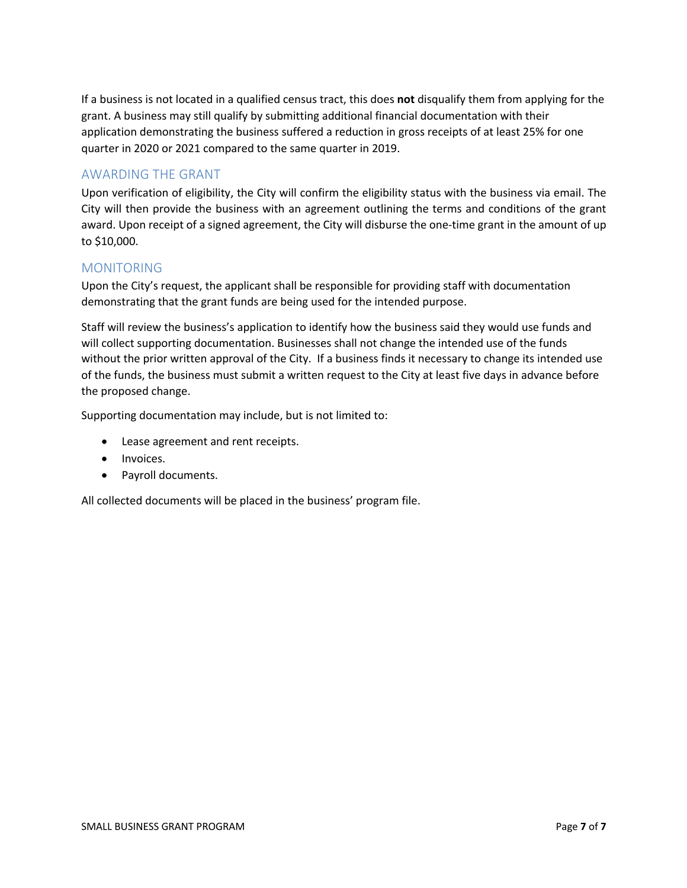If a business is not located in a qualified census tract, this does **not** disqualify them from applying for the grant. A business may still qualify by submitting additional financial documentation with their application demonstrating the business suffered a reduction in gross receipts of at least 25% for one quarter in 2020 or 2021 compared to the same quarter in 2019.

## AWARDING THE GRANT

Upon verification of eligibility, the City will confirm the eligibility status with the business via email. The City will then provide the business with an agreement outlining the terms and conditions of the grant award. Upon receipt of a signed agreement, the City will disburse the one-time grant in the amount of up to $10,000.

## MONITORING

Upon the City's request, the applicant shall be responsible for providing staff with documentation demonstrating that the grant funds are being used for the intended purpose.

Staff will review the business's application to identify how the business said they would use funds and will collect supporting documentation. Businesses shall not change the intended use of the funds without the prior written approval of the City. If a business finds it necessary to change its intended use of the funds, the business must submit a written request to the City at least five days in advance before the proposed change.

Supporting documentation may include, but is not limited to:

- Lease agreement and rent receipts.
- Invoices.
- Payroll documents.

All collected documents will be placed in the business' program file.